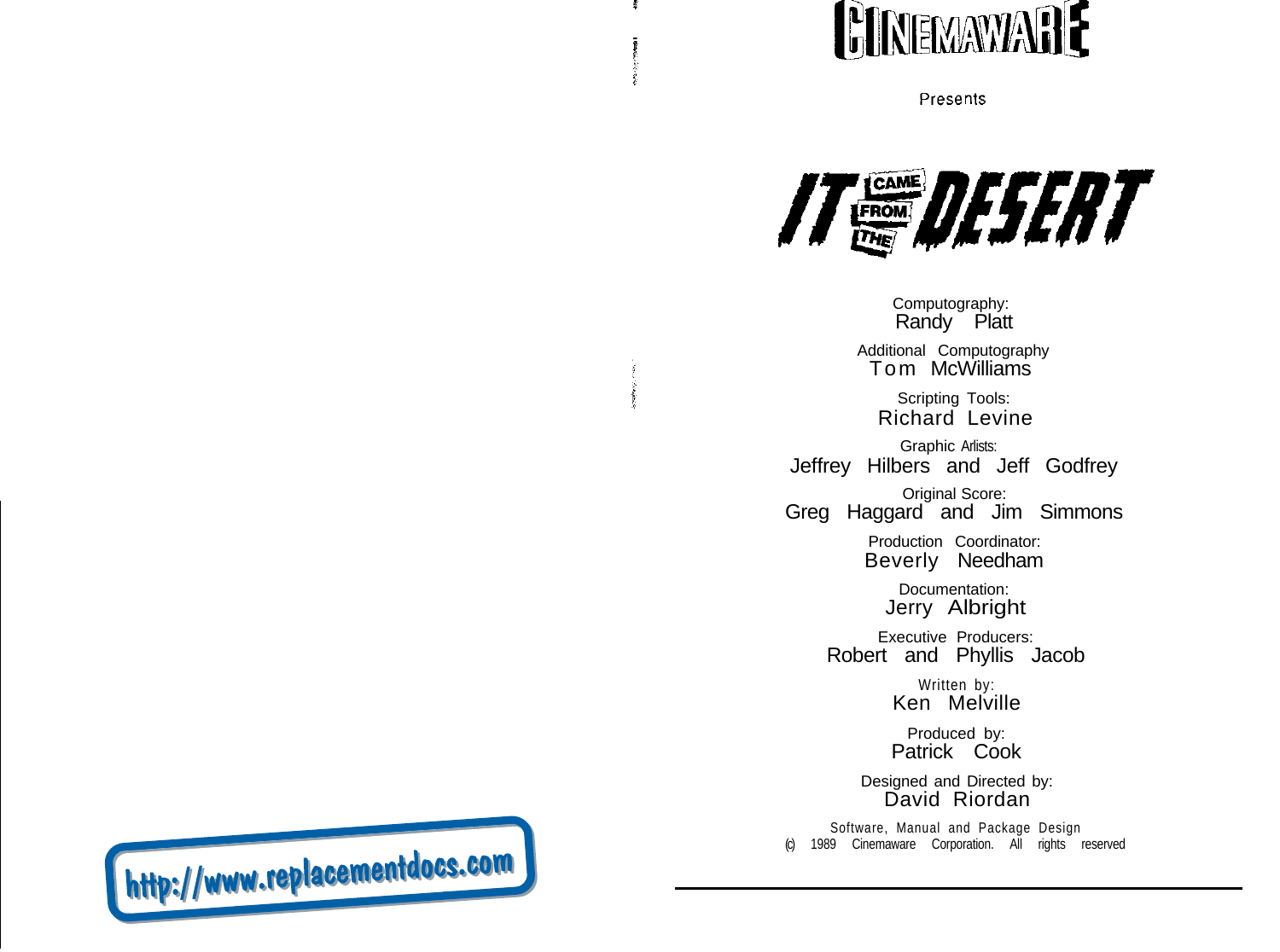CINEMAWARE

Presents

# IT CAME FROM THE DESERT

Computography:
Randy Platt

Additional Computography
Tom McWilliams

Scripting Tools:
Richard Levine

Graphic Arlists:
Jeffrey Hilbers and Jeff Godfrey

Original Score:
Greg Haggard and Jim Simmons

Production Coordinator:
Beverly Needham

Documentation:
Jerry Albright

Executive Producers:
Robert and Phyllis Jacob

Written by:
Ken Melville

Produced by:
Patrick Cook

Designed and Directed by:
David Riordan

Software, Manual and Package Design
(c) 1989 Cinemaware Corporation. All rights reserved

http://www.replacementdocs.com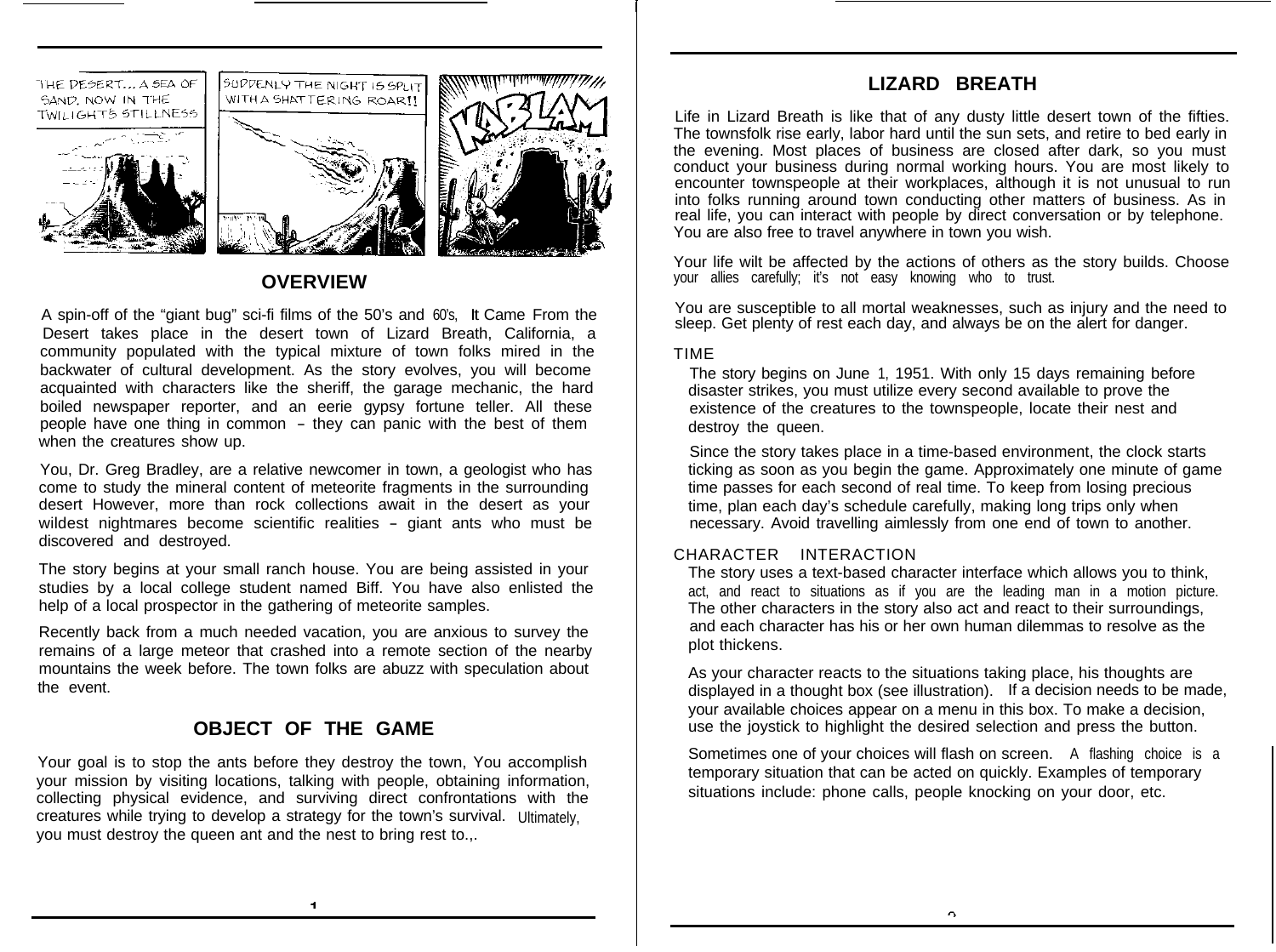## OVERVIEW

A spin-off of the "giant bug" sci-fi films of the 50's and 60's, It Came From the Desert takes place in the desert town of Lizard Breath, California, a community populated with the typical mixture of town folks mired in the backwater of cultural development. As the story evolves, you will become acquainted with characters like the sheriff, the garage mechanic, the hard boiled newspaper reporter, and an eerie gypsy fortune teller. All these people have one thing in common - they can panic with the best of them when the creatures show up.

You, Dr. Greg Bradley, are a relative newcomer in town, a geologist who has come to study the mineral content of meteorite fragments in the surrounding desert However, more than rock collections await in the desert as your wildest nightmares become scientific realities - giant ants who must be discovered and destroyed.

The story begins at your small ranch house. You are being assisted in your studies by a local college student named Biff. You have also enlisted the help of a local prospector in the gathering of meteorite samples.

Recently back from a much needed vacation, you are anxious to survey the remains of a large meteor that crashed into a remote section of the nearby mountains the week before. The town folks are abuzz with speculation about the event.

## OBJECT OF THE GAME

Your goal is to stop the ants before they destroy the town, You accomplish your mission by visiting locations, talking with people, obtaining information, collecting physical evidence, and surviving direct confrontations with the creatures while trying to develop a strategy for the town's survival. Ultimately, you must destroy the queen ant and the nest to bring rest to.,.

## LIZARD BREATH

Life in Lizard Breath is like that of any dusty little desert town of the fifties. The townsfolk rise early, labor hard until the sun sets, and retire to bed early in the evening. Most places of business are closed after dark, so you must conduct your business during normal working hours. You are most likely to encounter townspeople at their workplaces, although it is not unusual to run into folks running around town conducting other matters of business. As in real life, you can interact with people by direct conversation or by telephone. You are also free to travel anywhere in town you wish.

Your life wilt be affected by the actions of others as the story builds. Choose your allies carefully; it's not easy knowing who to trust.

You are susceptible to all mortal weaknesses, such as injury and the need to sleep. Get plenty of rest each day, and always be on the alert for danger.

### TIME

The story begins on June 1, 1951. With only 15 days remaining before disaster strikes, you must utilize every second available to prove the existence of the creatures to the townspeople, locate their nest and destroy the queen.

Since the story takes place in a time-based environment, the clock starts ticking as soon as you begin the game. Approximately one minute of game time passes for each second of real time. To keep from losing precious time, plan each day's schedule carefully, making long trips only when necessary. Avoid travelling aimlessly from one end of town to another.

### CHARACTER INTERACTION

The story uses a text-based character interface which allows you to think, act, and react to situations as if you are the leading man in a motion picture. The other characters in the story also act and react to their surroundings, and each character has his or her own human dilemmas to resolve as the plot thickens.

As your character reacts to the situations taking place, his thoughts are displayed in a thought box (see illustration). If a decision needs to be made, your available choices appear on a menu in this box. To make a decision, use the joystick to highlight the desired selection and press the button.

Sometimes one of your choices will flash on screen. A flashing choice is a temporary situation that can be acted on quickly. Examples of temporary situations include: phone calls, people knocking on your door, etc.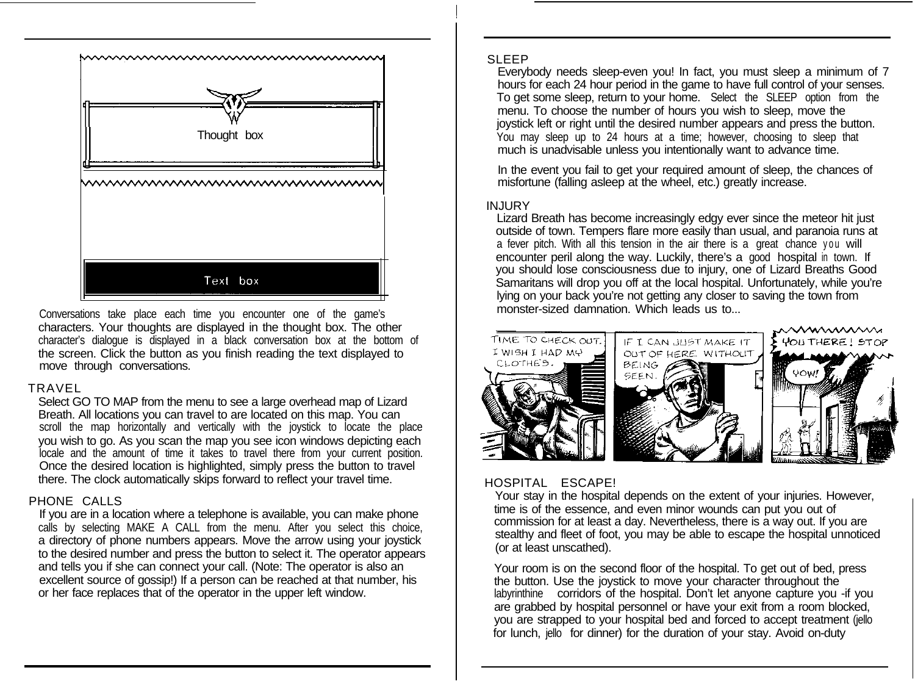Thought box

Text box

Conversations take place each time you encounter one of the game's characters. Your thoughts are displayed in the thought box. The other character's dialogue is displayed in a black conversation box at the bottom of the screen. Click the button as you finish reading the text displayed to move through conversations.

## TRAVEL

Select GO TO MAP from the menu to see a large overhead map of Lizard Breath. All locations you can travel to are located on this map. You can scroll the map horizontally and vertically with the joystick to locate the place you wish to go. As you scan the map you see icon windows depicting each locale and the amount of time it takes to travel there from your current position. Once the desired location is highlighted, simply press the button to travel there. The clock automatically skips forward to reflect your travel time.

## PHONE CALLS

If you are in a location where a telephone is available, you can make phone calls by selecting MAKE A CALL from the menu. After you select this choice, a directory of phone numbers appears. Move the arrow using your joystick to the desired number and press the button to select it. The operator appears and tells you if she can connect your call. (Note: The operator is also an excellent source of gossip!) If a person can be reached at that number, his or her face replaces that of the operator in the upper left window.

## SLEEP

Everybody needs sleep-even you! In fact, you must sleep a minimum of 7 hours for each 24 hour period in the game to have full control of your senses. To get some sleep, return to your home. Select the SLEEP option from the menu. To choose the number of hours you wish to sleep, move the joystick left or right until the desired number appears and press the button. You may sleep up to 24 hours at a time; however, choosing to sleep that much is unadvisable unless you intentionally want to advance time.

In the event you fail to get your required amount of sleep, the chances of misfortune (falling asleep at the wheel, etc.) greatly increase.

## INJURY

Lizard Breath has become increasingly edgy ever since the meteor hit just outside of town. Tempers flare more easily than usual, and paranoia runs at a fever pitch. With all this tension in the air there is a great chance you will encounter peril along the way. Luckily, there's a good hospital in town. If you should lose consciousness due to injury, one of Lizard Breaths Good Samaritans will drop you off at the local hospital. Unfortunately, while you're lying on your back you're not getting any closer to saving the town from monster-sized damnation. Which leads us to...

TIME TO CHECK OUT. I WISH I HAD MY CLOTHES.

IF I CAN JUST MAKE IT OUT OF HERE WITHOUT BEING SEEN.

YOU THERE! STOP

YOW!

## HOSPITAL ESCAPE!

Your stay in the hospital depends on the extent of your injuries. However, time is of the essence, and even minor wounds can put you out of commission for at least a day. Nevertheless, there is a way out. If you are stealthy and fleet of foot, you may be able to escape the hospital unnoticed (or at least unscathed).

Your room is on the second floor of the hospital. To get out of bed, press the button. Use the joystick to move your character throughout the labyrinthine corridors of the hospital. Don't let anyone capture you -if you are grabbed by hospital personnel or have your exit from a room blocked, you are strapped to your hospital bed and forced to accept treatment (jello for lunch, jello for dinner) for the duration of your stay. Avoid on-duty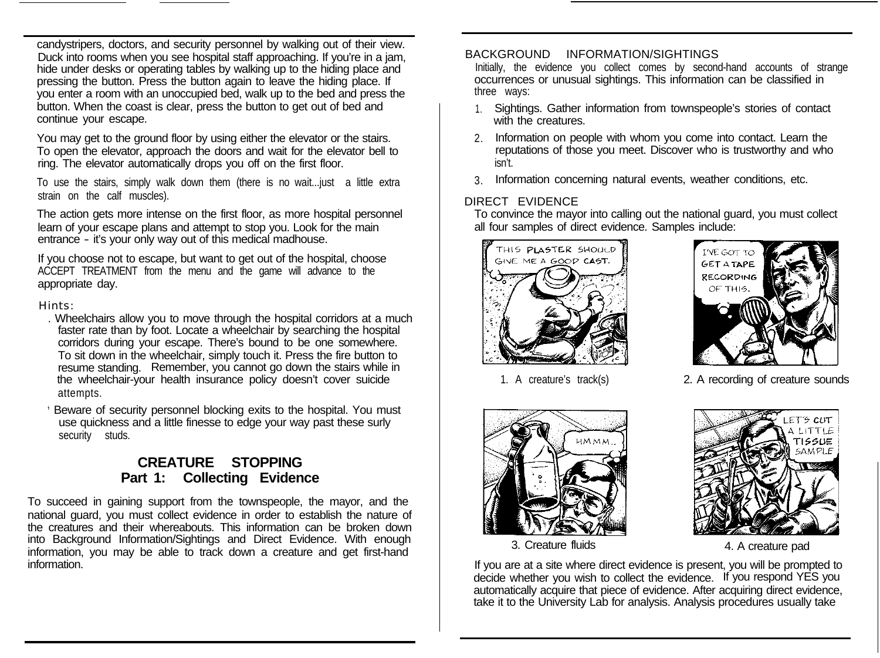candystripers, doctors, and security personnel by walking out of their view. Duck into rooms when you see hospital staff approaching. If you're in a jam, hide under desks or operating tables by walking up to the hiding place and pressing the button. Press the button again to leave the hiding place. If you enter a room with an unoccupied bed, walk up to the bed and press the button. When the coast is clear, press the button to get out of bed and continue your escape.

You may get to the ground floor by using either the elevator or the stairs. To open the elevator, approach the doors and wait for the elevator bell to ring. The elevator automatically drops you off on the first floor.

To use the stairs, simply walk down them (there is no wait...just a little extra strain on the calf muscles).

The action gets more intense on the first floor, as more hospital personnel learn of your escape plans and attempt to stop you. Look for the main entrance - it's your only way out of this medical madhouse.

If you choose not to escape, but want to get out of the hospital, choose ACCEPT TREATMENT from the menu and the game will advance to the appropriate day.

Hints:

- Wheelchairs allow you to move through the hospital corridors at a much faster rate than by foot. Locate a wheelchair by searching the hospital corridors during your escape. There's bound to be one somewhere. To sit down in the wheelchair, simply touch it. Press the fire button to resume standing. Remember, you cannot go down the stairs while in the wheelchair-your health insurance policy doesn't cover suicide attempts.
- Beware of security personnel blocking exits to the hospital. You must use quickness and a little finesse to edge your way past these surly security studs.

## CREATURE STOPPING
## Part 1: Collecting Evidence

To succeed in gaining support from the townspeople, the mayor, and the national guard, you must collect evidence in order to establish the nature of the creatures and their whereabouts. This information can be broken down into Background Information/Sightings and Direct Evidence. With enough information, you may be able to track down a creature and get first-hand information.

### BACKGROUND INFORMATION/SIGHTINGS

Initially, the evidence you collect comes by second-hand accounts of strange occurrences or unusual sightings. This information can be classified in three ways:

1. Sightings. Gather information from townspeople's stories of contact with the creatures.
2. Information on people with whom you come into contact. Learn the reputations of those you meet. Discover who is trustworthy and who isn't.
3. Information concerning natural events, weather conditions, etc.

### DIRECT EVIDENCE

To convince the mayor into calling out the national guard, you must collect all four samples of direct evidence. Samples include:

1. A creature's track(s)

2. A recording of creature sounds

3. Creature fluids

4. A creature pad

If you are at a site where direct evidence is present, you will be prompted to decide whether you wish to collect the evidence. If you respond YES you automatically acquire that piece of evidence. After acquiring direct evidence, take it to the University Lab for analysis. Analysis procedures usually take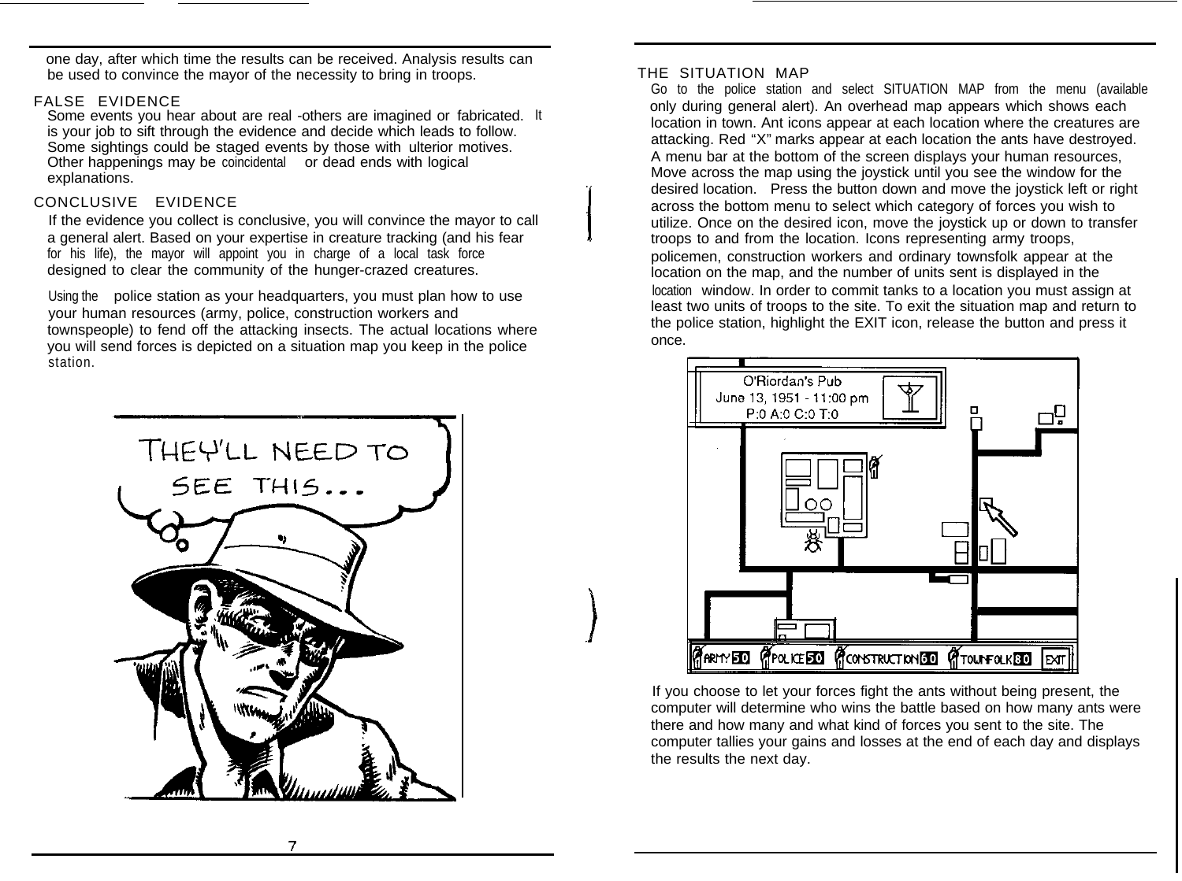one day, after which time the results can be received. Analysis results can be used to convince the mayor of the necessity to bring in troops.

## FALSE EVIDENCE

Some events you hear about are real -others are imagined or fabricated. It is your job to sift through the evidence and decide which leads to follow. Some sightings could be staged events by those with ulterior motives. Other happenings may be coincidental or dead ends with logical explanations.

## CONCLUSIVE EVIDENCE

If the evidence you collect is conclusive, you will convince the mayor to call a general alert. Based on your expertise in creature tracking (and his fear for his life), the mayor will appoint you in charge of a local task force designed to clear the community of the hunger-crazed creatures.

Using the police station as your headquarters, you must plan how to use your human resources (army, police, construction workers and townspeople) to fend off the attacking insects. The actual locations where you will send forces is depicted on a situation map you keep in the police station.

## THE SITUATION MAP

Go to the police station and select SITUATION MAP from the menu (available only during general alert). An overhead map appears which shows each location in town. Ant icons appear at each location where the creatures are attacking. Red "X" marks appear at each location the ants have destroyed. A menu bar at the bottom of the screen displays your human resources, Move across the map using the joystick until you see the window for the desired location. Press the button down and move the joystick left or right across the bottom menu to select which category of forces you wish to utilize. Once on the desired icon, move the joystick up or down to transfer troops to and from the location. Icons representing army troops, policemen, construction workers and ordinary townsfolk appear at the location on the map, and the number of units sent is displayed in the location window. In order to commit tanks to a location you must assign at least two units of troops to the site. To exit the situation map and return to the police station, highlight the EXIT icon, release the button and press it once.

If you choose to let your forces fight the ants without being present, the computer will determine who wins the battle based on how many ants were there and how many and what kind of forces you sent to the site. The computer tallies your gains and losses at the end of each day and displays the results the next day.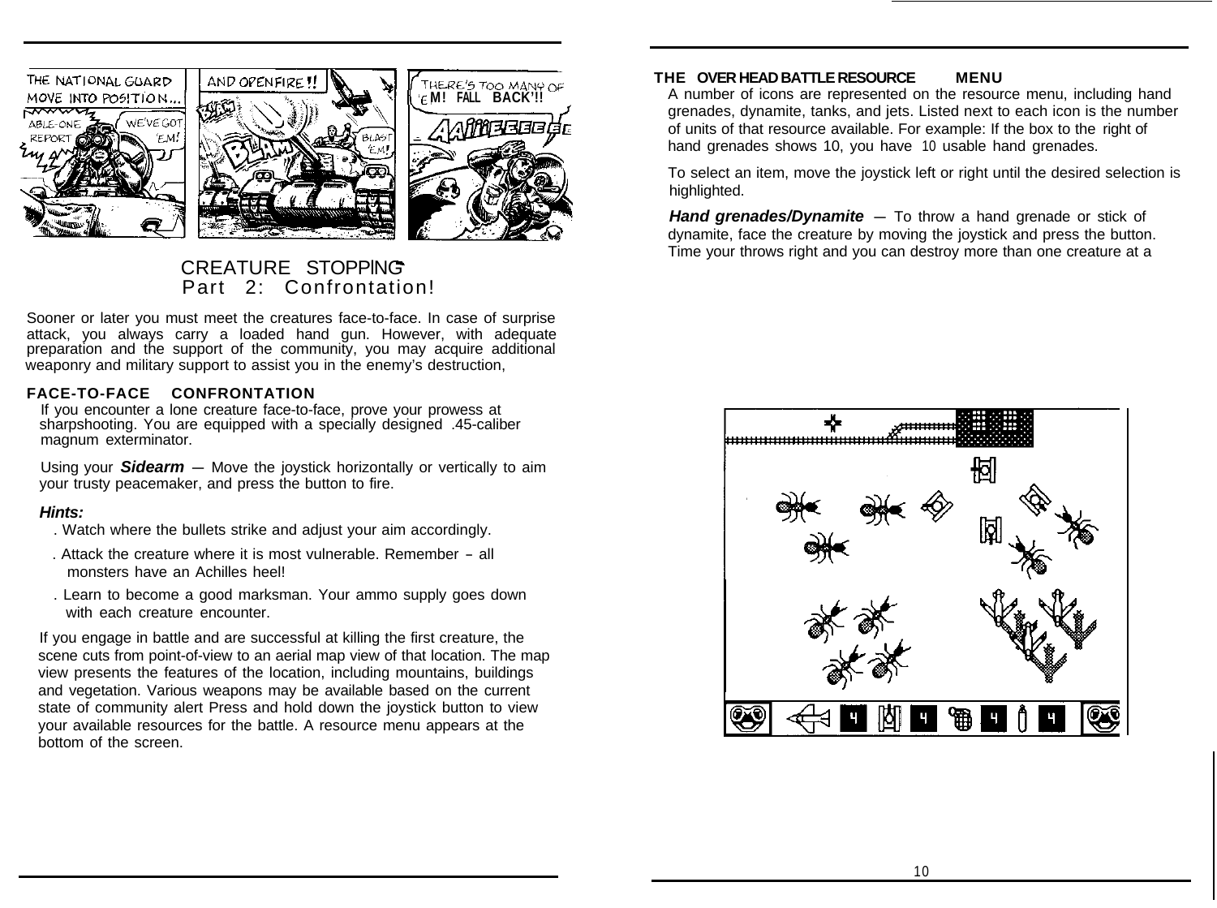## CREATURE STOPPING

### Part 2: Confrontation!

Sooner or later you must meet the creatures face-to-face. In case of surprise attack, you always carry a loaded hand gun. However, with adequate preparation and the support of the community, you may acquire additional weaponry and military support to assist you in the enemy's destruction,

### FACE-TO-FACE CONFRONTATION

If you encounter a lone creature face-to-face, prove your prowess at sharpshooting. You are equipped with a specially designed .45-caliber magnum exterminator.

Using your ***Sidearm*** — Move the joystick horizontally or vertically to aim your trusty peacemaker, and press the button to fire.

***Hints:***

. Watch where the bullets strike and adjust your aim accordingly.

. Attack the creature where it is most vulnerable. Remember - all monsters have an Achilles heel!

. Learn to become a good marksman. Your ammo supply goes down with each creature encounter.

If you engage in battle and are successful at killing the first creature, the scene cuts from point-of-view to an aerial map view of that location. The map view presents the features of the location, including mountains, buildings and vegetation. Various weapons may be available based on the current state of community alert Press and hold down the joystick button to view your available resources for the battle. A resource menu appears at the bottom of the screen.

### THE OVER HEAD BATTLE RESOURCE MENU

A number of icons are represented on the resource menu, including hand grenades, dynamite, tanks, and jets. Listed next to each icon is the number of units of that resource available. For example: If the box to the right of hand grenades shows 10, you have 10 usable hand grenades.

To select an item, move the joystick left or right until the desired selection is highlighted.

***Hand grenades/Dynamite*** — To throw a hand grenade or stick of dynamite, face the creature by moving the joystick and press the button. Time your throws right and you can destroy more than one creature at a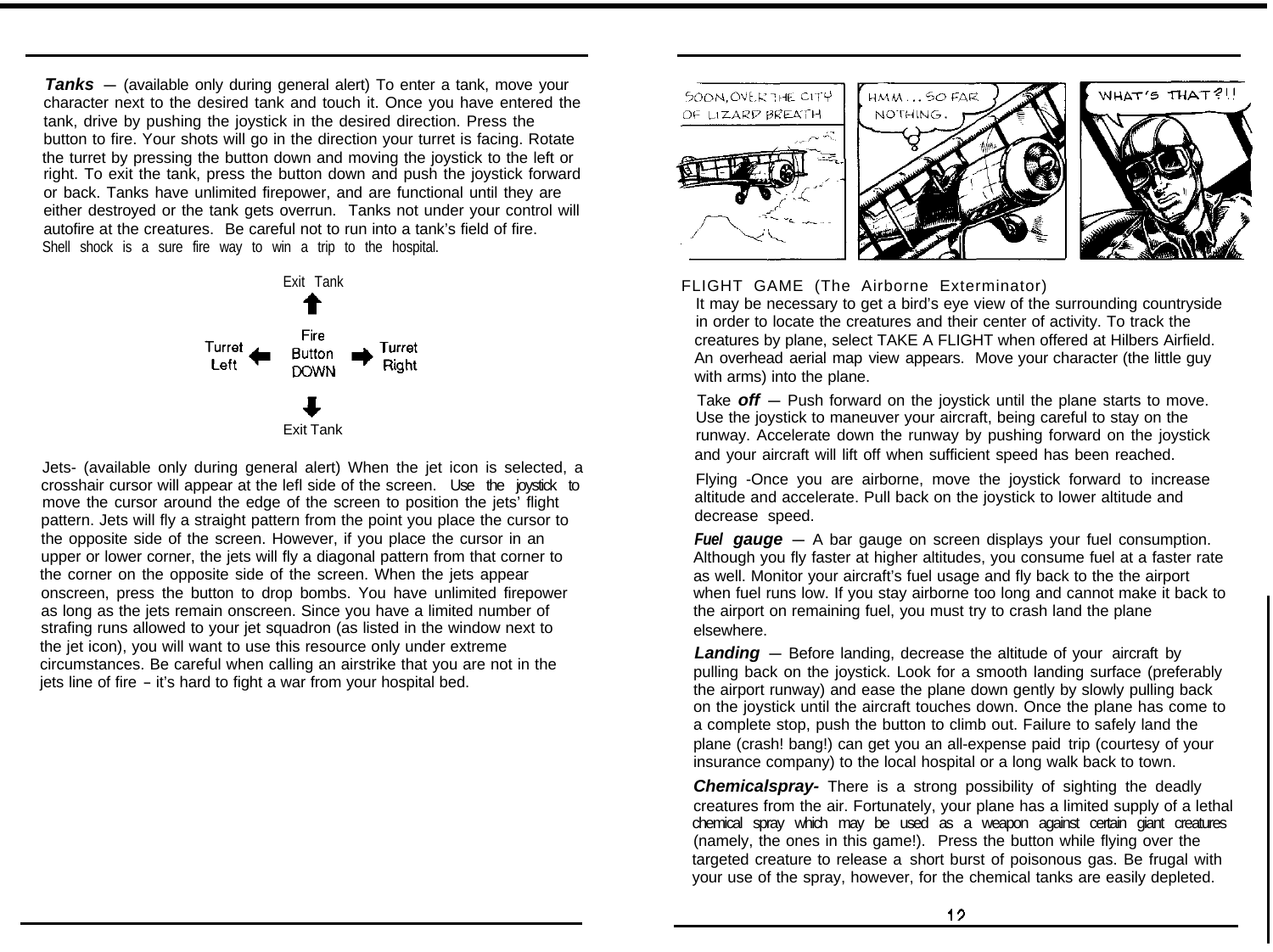**Tanks** — (available only during general alert) To enter a tank, move your character next to the desired tank and touch it. Once you have entered the tank, drive by pushing the joystick in the desired direction. Press the button to fire. Your shots will go in the direction your turret is facing. Rotate the turret by pressing the button down and moving the joystick to the left or right. To exit the tank, press the button down and push the joystick forward or back. Tanks have unlimited firepower, and are functional until they are either destroyed or the tank gets overrun. Tanks not under your control will autofire at the creatures. Be careful not to run into a tank's field of fire. Shell shock is a sure fire way to win a trip to the hospital.

Exit Tank

Turret Left ← Fire Button DOWN → Turret Right

Exit Tank

Jets- (available only during general alert) When the jet icon is selected, a crosshair cursor will appear at the lefl side of the screen. Use the joystick to move the cursor around the edge of the screen to position the jets' flight pattern. Jets will fly a straight pattern from the point you place the cursor to the opposite side of the screen. However, if you place the cursor in an upper or lower corner, the jets will fly a diagonal pattern from that corner to the corner on the opposite side of the screen. When the jets appear onscreen, press the button to drop bombs. You have unlimited firepower as long as the jets remain onscreen. Since you have a limited number of strafing runs allowed to your jet squadron (as listed in the window next to the jet icon), you will want to use this resource only under extreme circumstances. Be careful when calling an airstrike that you are not in the jets line of fire - it's hard to fight a war from your hospital bed.

SOON, OVER THE CITY OF LIZARD BREATH

HMM... SO FAR NOTHING.

WHAT'S THAT?!!

FLIGHT GAME (The Airborne Exterminator)

It may be necessary to get a bird's eye view of the surrounding countryside in order to locate the creatures and their center of activity. To track the creatures by plane, select TAKE A FLIGHT when offered at Hilbers Airfield. An overhead aerial map view appears. Move your character (the little guy with arms) into the plane.

Take ***off*** — Push forward on the joystick until the plane starts to move. Use the joystick to maneuver your aircraft, being careful to stay on the runway. Accelerate down the runway by pushing forward on the joystick and your aircraft will lift off when sufficient speed has been reached.

Flying -Once you are airborne, move the joystick forward to increase altitude and accelerate. Pull back on the joystick to lower altitude and decrease speed.

***Fuel gauge*** — A bar gauge on screen displays your fuel consumption. Although you fly faster at higher altitudes, you consume fuel at a faster rate as well. Monitor your aircraft's fuel usage and fly back to the the airport when fuel runs low. If you stay airborne too long and cannot make it back to the airport on remaining fuel, you must try to crash land the plane elsewhere.

***Landing*** — Before landing, decrease the altitude of your aircraft by pulling back on the joystick. Look for a smooth landing surface (preferably the airport runway) and ease the plane down gently by slowly pulling back on the joystick until the aircraft touches down. Once the plane has come to a complete stop, push the button to climb out. Failure to safely land the plane (crash! bang!) can get you an all-expense paid trip (courtesy of your insurance company) to the local hospital or a long walk back to town.

***Chemicalspray-*** There is a strong possibility of sighting the deadly creatures from the air. Fortunately, your plane has a limited supply of a lethal chemical spray which may be used as a weapon against certain giant creatures (namely, the ones in this game!). Press the button while flying over the targeted creature to release a short burst of poisonous gas. Be frugal with your use of the spray, however, for the chemical tanks are easily depleted.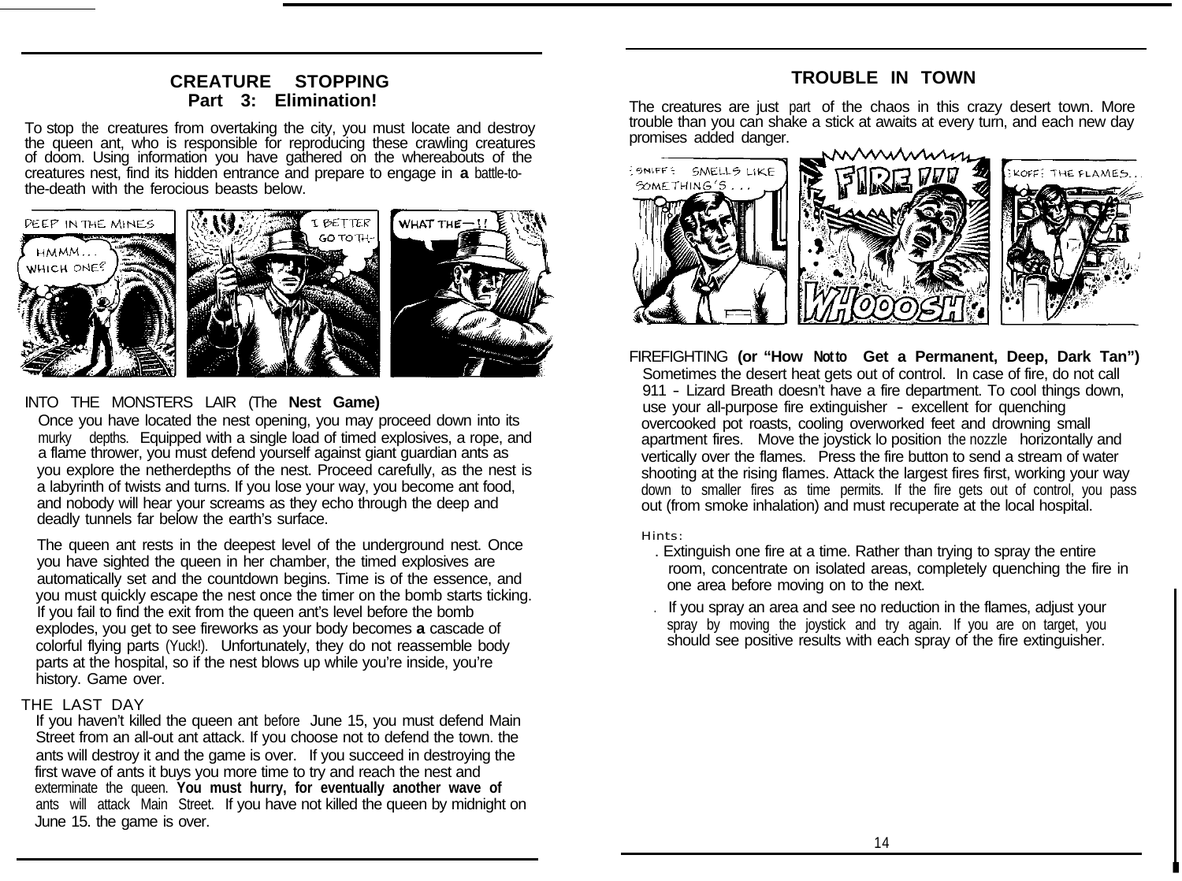## CREATURE STOPPING
### Part 3: Elimination!

To stop the creatures from overtaking the city, you must locate and destroy the queen ant, who is responsible for reproducing these crawling creatures of doom. Using information you have gathered on the whereabouts of the creatures nest, find its hidden entrance and prepare to engage in **a** battle-to-the-death with the ferocious beasts below.

INTO THE MONSTERS LAIR (The **Nest Game)**

Once you have located the nest opening, you may proceed down into its murky depths. Equipped with a single load of timed explosives, a rope, and a flame thrower, you must defend yourself against giant guardian ants as you explore the netherdepths of the nest. Proceed carefully, as the nest is a labyrinth of twists and turns. If you lose your way, you become ant food, and nobody will hear your screams as they echo through the deep and deadly tunnels far below the earth's surface.

The queen ant rests in the deepest level of the underground nest. Once you have sighted the queen in her chamber, the timed explosives are automatically set and the countdown begins. Time is of the essence, and you must quickly escape the nest once the timer on the bomb starts ticking. If you fail to find the exit from the queen ant's level before the bomb explodes, you get to see fireworks as your body becomes **a** cascade of colorful flying parts (Yuck!). Unfortunately, they do not reassemble body parts at the hospital, so if the nest blows up while you're inside, you're history. Game over.

THE LAST DAY

If you haven't killed the queen ant before June 15, you must defend Main Street from an all-out ant attack. If you choose not to defend the town. the ants will destroy it and the game is over. If you succeed in destroying the first wave of ants it buys you more time to try and reach the nest and exterminate the queen. **You must hurry, for eventually another wave of** ants will attack Main Street. If you have not killed the queen by midnight on June 15. the game is over.

## TROUBLE IN TOWN

The creatures are just part of the chaos in this crazy desert town. More trouble than you can shake a stick at awaits at every turn, and each new day promises added danger.

FIREFIGHTING **(or "How Not to Get a Permanent, Deep, Dark Tan")**

Sometimes the desert heat gets out of control. In case of fire, do not call 911 - Lizard Breath doesn't have a fire department. To cool things down, use your all-purpose fire extinguisher - excellent for quenching overcooked pot roasts, cooling overworked feet and drowning small apartment fires. Move the joystick lo position the nozzle horizontally and vertically over the flames. Press the fire button to send a stream of water shooting at the rising flames. Attack the largest fires first, working your way down to smaller fires as time permits. If the fire gets out of control, you pass out (from smoke inhalation) and must recuperate at the local hospital.

Hints:

- Extinguish one fire at a time. Rather than trying to spray the entire room, concentrate on isolated areas, completely quenching the fire in one area before moving on to the next.
- If you spray an area and see no reduction in the flames, adjust your spray by moving the joystick and try again. If you are on target, you should see positive results with each spray of the fire extinguisher.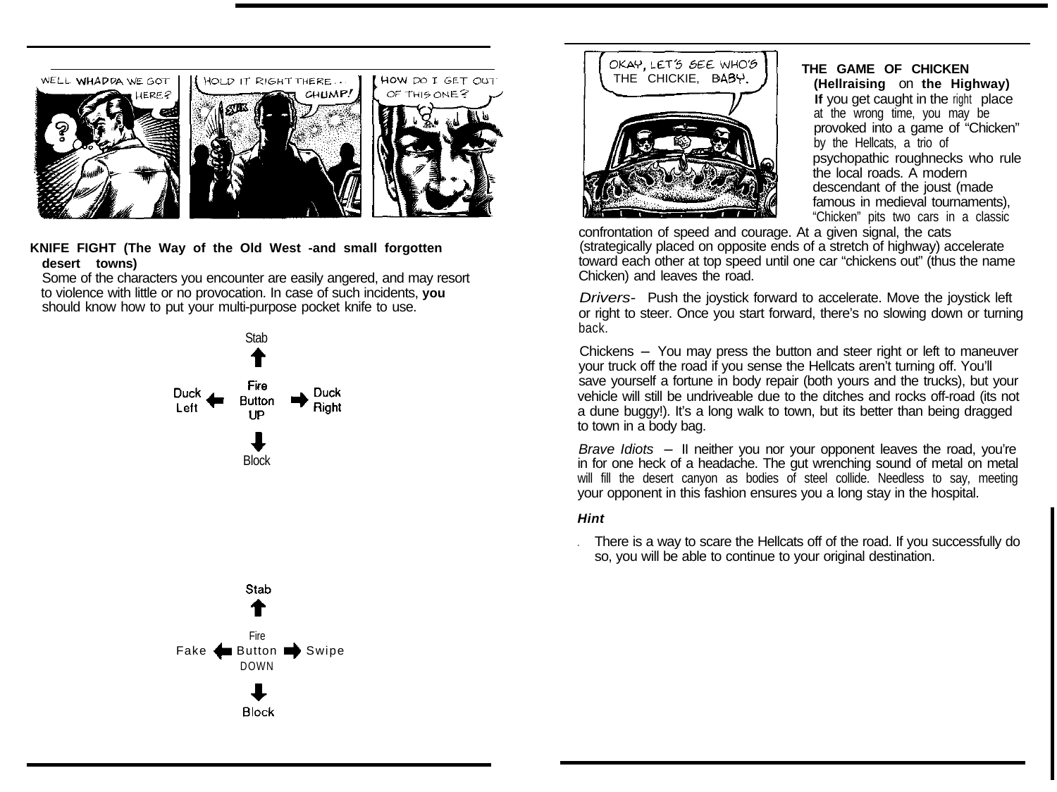## KNIFE FIGHT (The Way of the Old West -and small forgotten desert towns)

Some of the characters you encounter are easily angered, and may resort to violence with little or no provocation. In case of such incidents, **you** should know how to put your multi-purpose pocket knife to use.

Stab

Duck Left — Fire Button UP — Duck Right

Block

Stab

Fake — Fire Button DOWN — Swipe

Block

## THE GAME OF CHICKEN (Hellraising on the Highway)

**If** you get caught in the right place at the wrong time, you may be provoked into a game of "Chicken" by the Hellcats, a trio of psychopathic roughnecks who rule the local roads. A modern descendant of the joust (made famous in medieval tournaments), "Chicken" pits two cars in a classic confrontation of speed and courage. At a given signal, the cats (strategically placed on opposite ends of a stretch of highway) accelerate toward each other at top speed until one car "chickens out" (thus the name Chicken) and leaves the road.

*Drivers-* Push the joystick forward to accelerate. Move the joystick left or right to steer. Once you start forward, there's no slowing down or turning back.

Chickens – You may press the button and steer right or left to maneuver your truck off the road if you sense the Hellcats aren't turning off. You'll save yourself a fortune in body repair (both yours and the trucks), but your vehicle will still be undriveable due to the ditches and rocks off-road (its not a dune buggy!). It's a long walk to town, but its better than being dragged to town in a body bag.

*Brave Idiots* – II neither you nor your opponent leaves the road, you're in for one heck of a headache. The gut wrenching sound of metal on metal will fill the desert canyon as bodies of steel collide. Needless to say, meeting your opponent in this fashion ensures you a long stay in the hospital.

***Hint***

- There is a way to scare the Hellcats off of the road. If you successfully do so, you will be able to continue to your original destination.